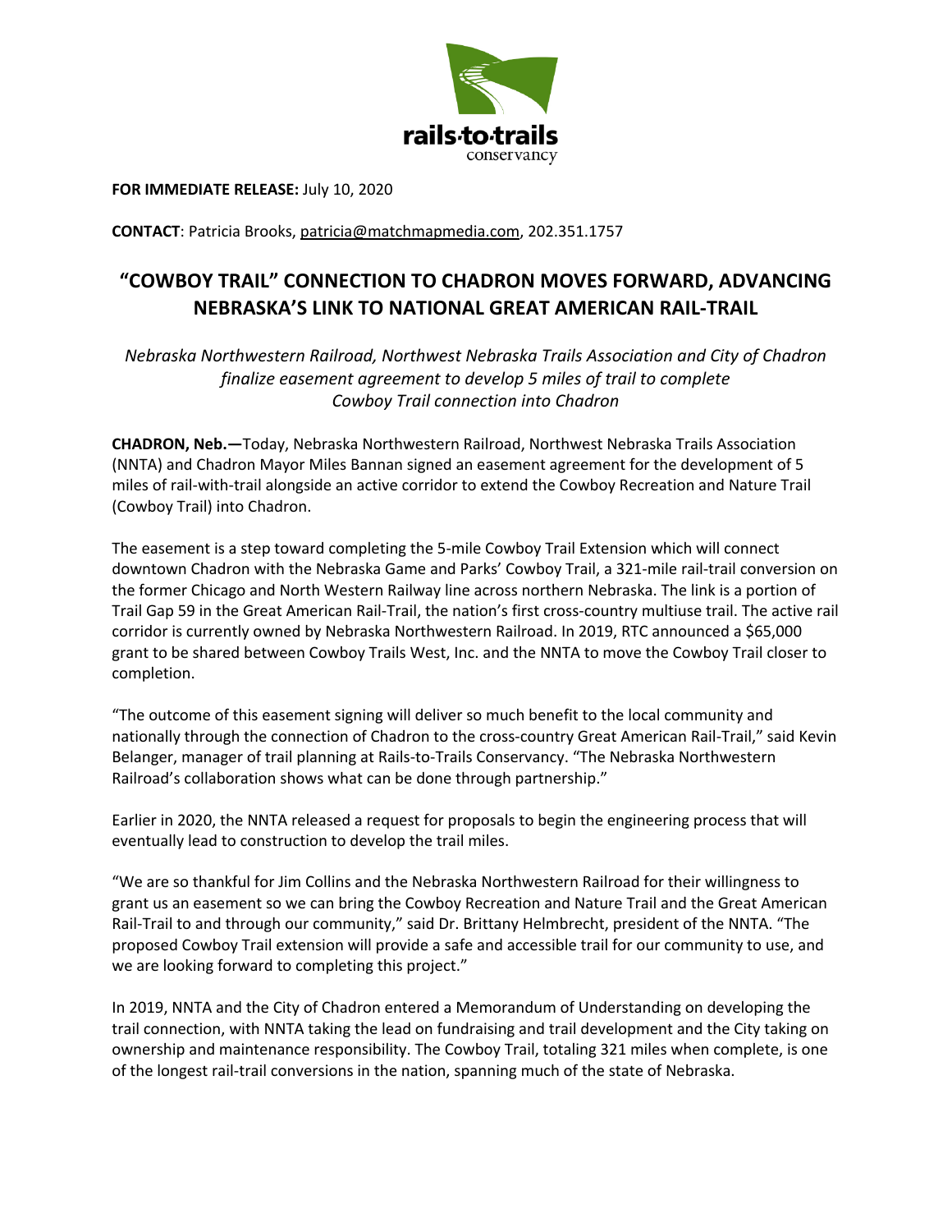**FOR IMMEDIATE RELEASE:** July 10, 2020

**CONTACT**: Patricia Brooks, patricia@matchmapmedia.com, 202.351.1757

# "COWBOY TRAIL" CONNECTION TO CHADRON MOVES FORWARD, ADVANCING NEBRASKA'S LINK TO NATIONAL GREAT AMERICAN RAIL-TRAIL

*Nebraska Northwestern Railroad, Northwest Nebraska Trails Association and City of Chadron finalize easement agreement to develop 5 miles of trail to complete Cowboy Trail connection into Chadron*

**CHADRON, Neb.—**Today, Nebraska Northwestern Railroad, Northwest Nebraska Trails Association (NNTA) and Chadron Mayor Miles Bannan signed an easement agreement for the development of 5 miles of rail-with-trail alongside an active corridor to extend the Cowboy Recreation and Nature Trail (Cowboy Trail) into Chadron.

The easement is a step toward completing the 5-mile Cowboy Trail Extension which will connect downtown Chadron with the Nebraska Game and Parks' Cowboy Trail, a 321-mile rail-trail conversion on the former Chicago and North Western Railway line across northern Nebraska. The link is a portion of Trail Gap 59 in the Great American Rail-Trail, the nation's first cross-country multiuse trail. The active rail corridor is currently owned by Nebraska Northwestern Railroad. In 2019, RTC announced a $65,000 grant to be shared between Cowboy Trails West, Inc. and the NNTA to move the Cowboy Trail closer to completion.

"The outcome of this easement signing will deliver so much benefit to the local community and nationally through the connection of Chadron to the cross-country Great American Rail-Trail," said Kevin Belanger, manager of trail planning at Rails-to-Trails Conservancy. "The Nebraska Northwestern Railroad's collaboration shows what can be done through partnership."

Earlier in 2020, the NNTA released a request for proposals to begin the engineering process that will eventually lead to construction to develop the trail miles.

"We are so thankful for Jim Collins and the Nebraska Northwestern Railroad for their willingness to grant us an easement so we can bring the Cowboy Recreation and Nature Trail and the Great American Rail-Trail to and through our community," said Dr. Brittany Helmbrecht, president of the NNTA. "The proposed Cowboy Trail extension will provide a safe and accessible trail for our community to use, and we are looking forward to completing this project."

In 2019, NNTA and the City of Chadron entered a Memorandum of Understanding on developing the trail connection, with NNTA taking the lead on fundraising and trail development and the City taking on ownership and maintenance responsibility. The Cowboy Trail, totaling 321 miles when complete, is one of the longest rail-trail conversions in the nation, spanning much of the state of Nebraska.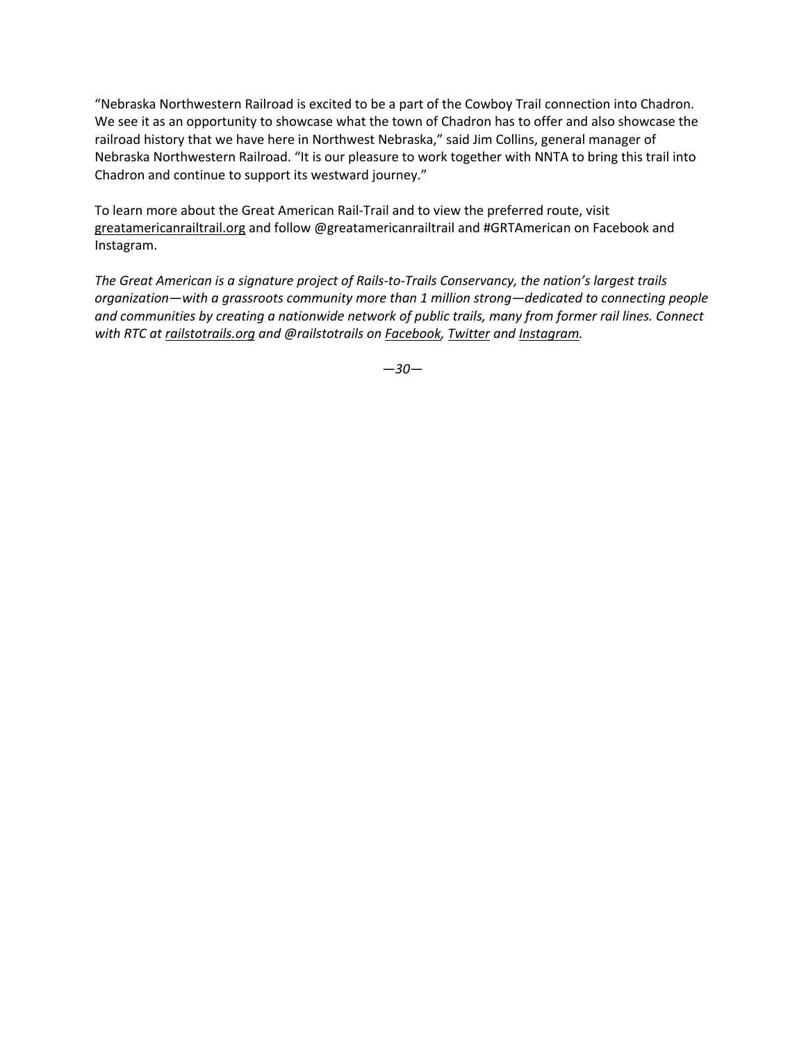"Nebraska Northwestern Railroad is excited to be a part of the Cowboy Trail connection into Chadron. We see it as an opportunity to showcase what the town of Chadron has to offer and also showcase the railroad history that we have here in Northwest Nebraska," said Jim Collins, general manager of Nebraska Northwestern Railroad. "It is our pleasure to work together with NNTA to bring this trail into Chadron and continue to support its westward journey."

To learn more about the Great American Rail-Trail and to view the preferred route, visit greatamericanrailtrail.org and follow @greatamericanrailtrail and #GRTAmerican on Facebook and Instagram.

*The Great American is a signature project of Rails-to-Trails Conservancy, the nation's largest trails organization—with a grassroots community more than 1 million strong—dedicated to connecting people and communities by creating a nationwide network of public trails, many from former rail lines. Connect with RTC at railstotrails.org and @railstotrails on Facebook, Twitter and Instagram.*

*—30—*